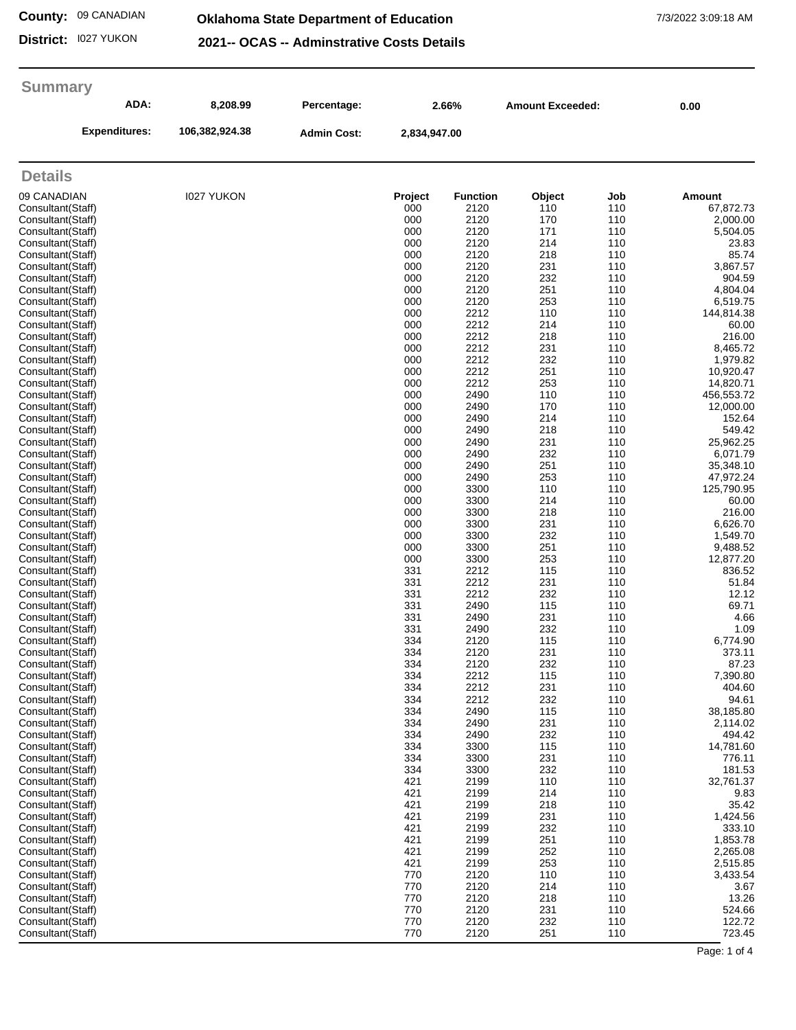**County:** 09 CANADIAN

**District:** I027 YUKON

## Oklahoma State Department of Education

## 2021-- OCAS -- Adminstrative Costs Details

7/3/2022 3:09:18 AM

### Summary

| ADA: | 8,208.99 | Percentage: | 2.66% | Amount Exceeded: | 0.00 |
|---|---|---|---|---|---|
| Expenditures: | 106,382,924.38 | Admin Cost: | 2,834,947.00 | | |

### Details

| 09 CANADIAN | I027 YUKON | Project | Function | Object | Job | Amount |
|---|---|---|---|---|---|---|
| Consultant(Staff) | | 000 | 2120 | 110 | 110 | 67,872.73 |
| Consultant(Staff) | | 000 | 2120 | 170 | 110 | 2,000.00 |
| Consultant(Staff) | | 000 | 2120 | 171 | 110 | 5,504.05 |
| Consultant(Staff) | | 000 | 2120 | 214 | 110 | 23.83 |
| Consultant(Staff) | | 000 | 2120 | 218 | 110 | 85.74 |
| Consultant(Staff) | | 000 | 2120 | 231 | 110 | 3,867.57 |
| Consultant(Staff) | | 000 | 2120 | 232 | 110 | 904.59 |
| Consultant(Staff) | | 000 | 2120 | 251 | 110 | 4,804.04 |
| Consultant(Staff) | | 000 | 2120 | 253 | 110 | 6,519.75 |
| Consultant(Staff) | | 000 | 2212 | 110 | 110 | 144,814.38 |
| Consultant(Staff) | | 000 | 2212 | 214 | 110 | 60.00 |
| Consultant(Staff) | | 000 | 2212 | 218 | 110 | 216.00 |
| Consultant(Staff) | | 000 | 2212 | 231 | 110 | 8,465.72 |
| Consultant(Staff) | | 000 | 2212 | 232 | 110 | 1,979.82 |
| Consultant(Staff) | | 000 | 2212 | 251 | 110 | 10,920.47 |
| Consultant(Staff) | | 000 | 2212 | 253 | 110 | 14,820.71 |
| Consultant(Staff) | | 000 | 2490 | 110 | 110 | 456,553.72 |
| Consultant(Staff) | | 000 | 2490 | 170 | 110 | 12,000.00 |
| Consultant(Staff) | | 000 | 2490 | 214 | 110 | 152.64 |
| Consultant(Staff) | | 000 | 2490 | 218 | 110 | 549.42 |
| Consultant(Staff) | | 000 | 2490 | 231 | 110 | 25,962.25 |
| Consultant(Staff) | | 000 | 2490 | 232 | 110 | 6,071.79 |
| Consultant(Staff) | | 000 | 2490 | 251 | 110 | 35,348.10 |
| Consultant(Staff) | | 000 | 2490 | 253 | 110 | 47,972.24 |
| Consultant(Staff) | | 000 | 3300 | 110 | 110 | 125,790.95 |
| Consultant(Staff) | | 000 | 3300 | 214 | 110 | 60.00 |
| Consultant(Staff) | | 000 | 3300 | 218 | 110 | 216.00 |
| Consultant(Staff) | | 000 | 3300 | 231 | 110 | 6,626.70 |
| Consultant(Staff) | | 000 | 3300 | 232 | 110 | 1,549.70 |
| Consultant(Staff) | | 000 | 3300 | 251 | 110 | 9,488.52 |
| Consultant(Staff) | | 000 | 3300 | 253 | 110 | 12,877.20 |
| Consultant(Staff) | | 331 | 2212 | 115 | 110 | 836.52 |
| Consultant(Staff) | | 331 | 2212 | 231 | 110 | 51.84 |
| Consultant(Staff) | | 331 | 2212 | 232 | 110 | 12.12 |
| Consultant(Staff) | | 331 | 2490 | 115 | 110 | 69.71 |
| Consultant(Staff) | | 331 | 2490 | 231 | 110 | 4.66 |
| Consultant(Staff) | | 331 | 2490 | 232 | 110 | 1.09 |
| Consultant(Staff) | | 334 | 2120 | 115 | 110 | 6,774.90 |
| Consultant(Staff) | | 334 | 2120 | 231 | 110 | 373.11 |
| Consultant(Staff) | | 334 | 2120 | 232 | 110 | 87.23 |
| Consultant(Staff) | | 334 | 2212 | 115 | 110 | 7,390.80 |
| Consultant(Staff) | | 334 | 2212 | 231 | 110 | 404.60 |
| Consultant(Staff) | | 334 | 2212 | 232 | 110 | 94.61 |
| Consultant(Staff) | | 334 | 2490 | 115 | 110 | 38,185.80 |
| Consultant(Staff) | | 334 | 2490 | 231 | 110 | 2,114.02 |
| Consultant(Staff) | | 334 | 2490 | 232 | 110 | 494.42 |
| Consultant(Staff) | | 334 | 3300 | 115 | 110 | 14,781.60 |
| Consultant(Staff) | | 334 | 3300 | 231 | 110 | 776.11 |
| Consultant(Staff) | | 334 | 3300 | 232 | 110 | 181.53 |
| Consultant(Staff) | | 421 | 2199 | 110 | 110 | 32,761.37 |
| Consultant(Staff) | | 421 | 2199 | 214 | 110 | 9.83 |
| Consultant(Staff) | | 421 | 2199 | 218 | 110 | 35.42 |
| Consultant(Staff) | | 421 | 2199 | 231 | 110 | 1,424.56 |
| Consultant(Staff) | | 421 | 2199 | 232 | 110 | 333.10 |
| Consultant(Staff) | | 421 | 2199 | 251 | 110 | 1,853.78 |
| Consultant(Staff) | | 421 | 2199 | 252 | 110 | 2,265.08 |
| Consultant(Staff) | | 421 | 2199 | 253 | 110 | 2,515.85 |
| Consultant(Staff) | | 770 | 2120 | 110 | 110 | 3,433.54 |
| Consultant(Staff) | | 770 | 2120 | 214 | 110 | 3.67 |
| Consultant(Staff) | | 770 | 2120 | 218 | 110 | 13.26 |
| Consultant(Staff) | | 770 | 2120 | 231 | 110 | 524.66 |
| Consultant(Staff) | | 770 | 2120 | 232 | 110 | 122.72 |
| Consultant(Staff) | | 770 | 2120 | 251 | 110 | 723.45 |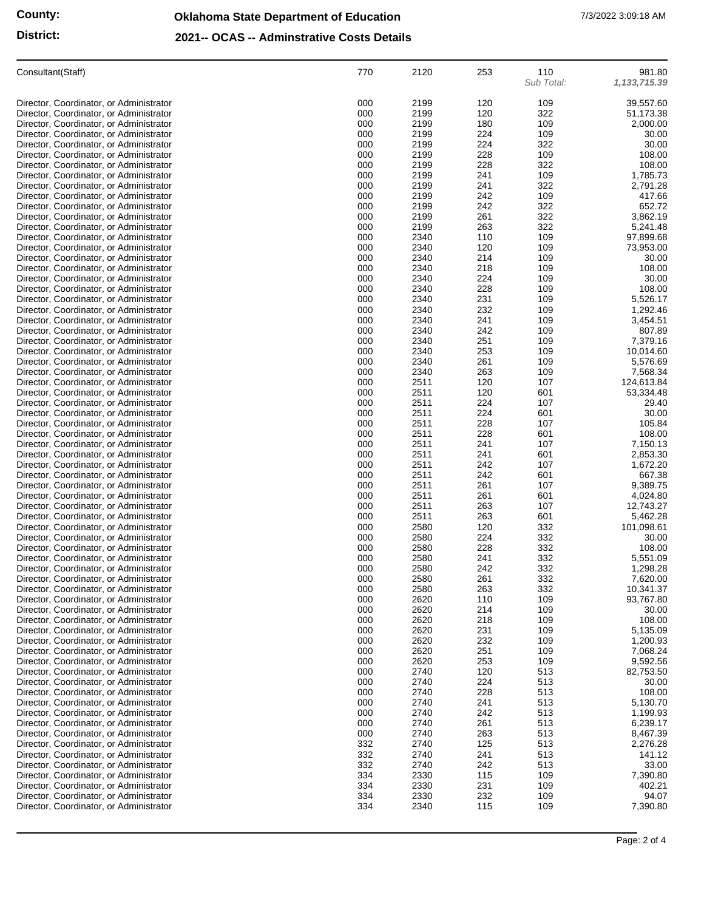County:

District:

# Oklahoma State Department of Education

## 2021-- OCAS -- Adminstrative Costs Details

7/3/2022 3:09:18 AM

| | | | | | |
|---|---|---|---|---|---|
| Consultant(Staff) | 770 | 2120 | 253 | 110 | 981.80 |
| | | | | *Sub Total:* | ***1,133,715.39*** |
| Director, Coordinator, or Administrator | 000 | 2199 | 120 | 109 | 39,557.60 |
| Director, Coordinator, or Administrator | 000 | 2199 | 120 | 322 | 51,173.38 |
| Director, Coordinator, or Administrator | 000 | 2199 | 180 | 109 | 2,000.00 |
| Director, Coordinator, or Administrator | 000 | 2199 | 224 | 109 | 30.00 |
| Director, Coordinator, or Administrator | 000 | 2199 | 224 | 322 | 30.00 |
| Director, Coordinator, or Administrator | 000 | 2199 | 228 | 109 | 108.00 |
| Director, Coordinator, or Administrator | 000 | 2199 | 228 | 322 | 108.00 |
| Director, Coordinator, or Administrator | 000 | 2199 | 241 | 109 | 1,785.73 |
| Director, Coordinator, or Administrator | 000 | 2199 | 241 | 322 | 2,791.28 |
| Director, Coordinator, or Administrator | 000 | 2199 | 242 | 109 | 417.66 |
| Director, Coordinator, or Administrator | 000 | 2199 | 242 | 322 | 652.72 |
| Director, Coordinator, or Administrator | 000 | 2199 | 261 | 322 | 3,862.19 |
| Director, Coordinator, or Administrator | 000 | 2199 | 263 | 322 | 5,241.48 |
| Director, Coordinator, or Administrator | 000 | 2340 | 110 | 109 | 97,899.68 |
| Director, Coordinator, or Administrator | 000 | 2340 | 120 | 109 | 73,953.00 |
| Director, Coordinator, or Administrator | 000 | 2340 | 214 | 109 | 30.00 |
| Director, Coordinator, or Administrator | 000 | 2340 | 218 | 109 | 108.00 |
| Director, Coordinator, or Administrator | 000 | 2340 | 224 | 109 | 30.00 |
| Director, Coordinator, or Administrator | 000 | 2340 | 228 | 109 | 108.00 |
| Director, Coordinator, or Administrator | 000 | 2340 | 231 | 109 | 5,526.17 |
| Director, Coordinator, or Administrator | 000 | 2340 | 232 | 109 | 1,292.46 |
| Director, Coordinator, or Administrator | 000 | 2340 | 241 | 109 | 3,454.51 |
| Director, Coordinator, or Administrator | 000 | 2340 | 242 | 109 | 807.89 |
| Director, Coordinator, or Administrator | 000 | 2340 | 251 | 109 | 7,379.16 |
| Director, Coordinator, or Administrator | 000 | 2340 | 253 | 109 | 10,014.60 |
| Director, Coordinator, or Administrator | 000 | 2340 | 261 | 109 | 5,576.69 |
| Director, Coordinator, or Administrator | 000 | 2340 | 263 | 109 | 7,568.34 |
| Director, Coordinator, or Administrator | 000 | 2511 | 120 | 107 | 124,613.84 |
| Director, Coordinator, or Administrator | 000 | 2511 | 120 | 601 | 53,334.48 |
| Director, Coordinator, or Administrator | 000 | 2511 | 224 | 107 | 29.40 |
| Director, Coordinator, or Administrator | 000 | 2511 | 224 | 601 | 30.00 |
| Director, Coordinator, or Administrator | 000 | 2511 | 228 | 107 | 105.84 |
| Director, Coordinator, or Administrator | 000 | 2511 | 228 | 601 | 108.00 |
| Director, Coordinator, or Administrator | 000 | 2511 | 241 | 107 | 7,150.13 |
| Director, Coordinator, or Administrator | 000 | 2511 | 241 | 601 | 2,853.30 |
| Director, Coordinator, or Administrator | 000 | 2511 | 242 | 107 | 1,672.20 |
| Director, Coordinator, or Administrator | 000 | 2511 | 242 | 601 | 667.38 |
| Director, Coordinator, or Administrator | 000 | 2511 | 261 | 107 | 9,389.75 |
| Director, Coordinator, or Administrator | 000 | 2511 | 261 | 601 | 4,024.80 |
| Director, Coordinator, or Administrator | 000 | 2511 | 263 | 107 | 12,743.27 |
| Director, Coordinator, or Administrator | 000 | 2511 | 263 | 601 | 5,462.28 |
| Director, Coordinator, or Administrator | 000 | 2580 | 120 | 332 | 101,098.61 |
| Director, Coordinator, or Administrator | 000 | 2580 | 224 | 332 | 30.00 |
| Director, Coordinator, or Administrator | 000 | 2580 | 228 | 332 | 108.00 |
| Director, Coordinator, or Administrator | 000 | 2580 | 241 | 332 | 5,551.09 |
| Director, Coordinator, or Administrator | 000 | 2580 | 242 | 332 | 1,298.28 |
| Director, Coordinator, or Administrator | 000 | 2580 | 261 | 332 | 7,620.00 |
| Director, Coordinator, or Administrator | 000 | 2580 | 263 | 332 | 10,341.37 |
| Director, Coordinator, or Administrator | 000 | 2620 | 110 | 109 | 93,767.80 |
| Director, Coordinator, or Administrator | 000 | 2620 | 214 | 109 | 30.00 |
| Director, Coordinator, or Administrator | 000 | 2620 | 218 | 109 | 108.00 |
| Director, Coordinator, or Administrator | 000 | 2620 | 231 | 109 | 5,135.09 |
| Director, Coordinator, or Administrator | 000 | 2620 | 232 | 109 | 1,200.93 |
| Director, Coordinator, or Administrator | 000 | 2620 | 251 | 109 | 7,068.24 |
| Director, Coordinator, or Administrator | 000 | 2620 | 253 | 109 | 9,592.56 |
| Director, Coordinator, or Administrator | 000 | 2740 | 120 | 513 | 82,753.50 |
| Director, Coordinator, or Administrator | 000 | 2740 | 224 | 513 | 30.00 |
| Director, Coordinator, or Administrator | 000 | 2740 | 228 | 513 | 108.00 |
| Director, Coordinator, or Administrator | 000 | 2740 | 241 | 513 | 5,130.70 |
| Director, Coordinator, or Administrator | 000 | 2740 | 242 | 513 | 1,199.93 |
| Director, Coordinator, or Administrator | 000 | 2740 | 261 | 513 | 6,239.17 |
| Director, Coordinator, or Administrator | 000 | 2740 | 263 | 513 | 8,467.39 |
| Director, Coordinator, or Administrator | 332 | 2740 | 125 | 513 | 2,276.28 |
| Director, Coordinator, or Administrator | 332 | 2740 | 241 | 513 | 141.12 |
| Director, Coordinator, or Administrator | 332 | 2740 | 242 | 513 | 33.00 |
| Director, Coordinator, or Administrator | 334 | 2330 | 115 | 109 | 7,390.80 |
| Director, Coordinator, or Administrator | 334 | 2330 | 231 | 109 | 402.21 |
| Director, Coordinator, or Administrator | 334 | 2330 | 232 | 109 | 94.07 |
| Director, Coordinator, or Administrator | 334 | 2340 | 115 | 109 | 7,390.80 |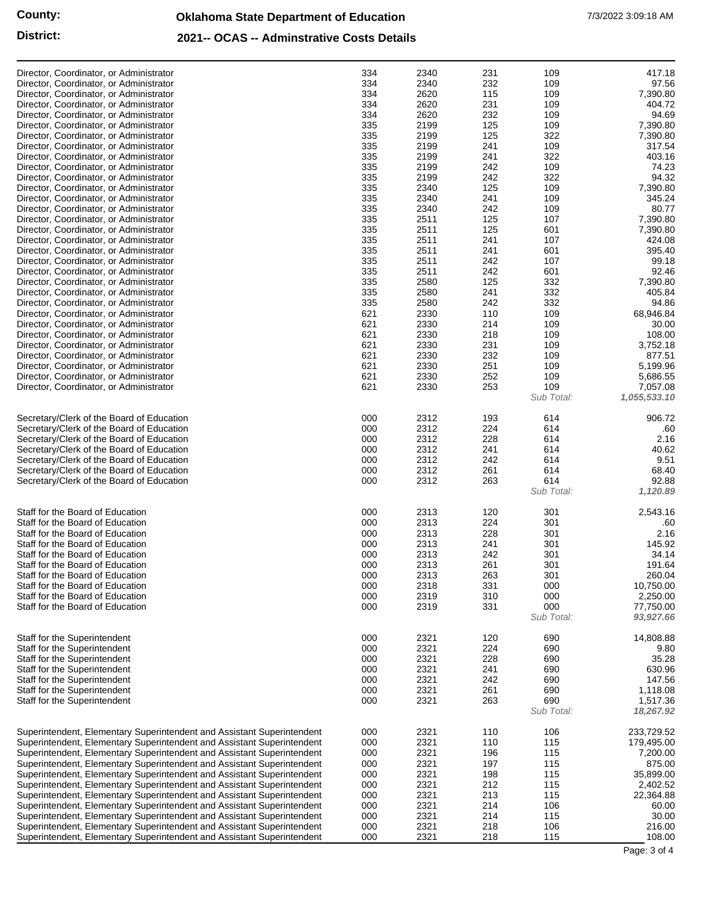**County:** **Oklahoma State Department of Education** 7/3/2022 3:09:18 AM

**District:** **2021-- OCAS -- Adminstrative Costs Details**

| | | | | | |
|---|---|---|---|---|---|
| Director, Coordinator, or Administrator | 334 | 2340 | 231 | 109 | 417.18 |
| Director, Coordinator, or Administrator | 334 | 2340 | 232 | 109 | 97.56 |
| Director, Coordinator, or Administrator | 334 | 2620 | 115 | 109 | 7,390.80 |
| Director, Coordinator, or Administrator | 334 | 2620 | 231 | 109 | 404.72 |
| Director, Coordinator, or Administrator | 334 | 2620 | 232 | 109 | 94.69 |
| Director, Coordinator, or Administrator | 335 | 2199 | 125 | 109 | 7,390.80 |
| Director, Coordinator, or Administrator | 335 | 2199 | 125 | 322 | 7,390.80 |
| Director, Coordinator, or Administrator | 335 | 2199 | 241 | 109 | 317.54 |
| Director, Coordinator, or Administrator | 335 | 2199 | 241 | 322 | 403.16 |
| Director, Coordinator, or Administrator | 335 | 2199 | 242 | 109 | 74.23 |
| Director, Coordinator, or Administrator | 335 | 2199 | 242 | 322 | 94.32 |
| Director, Coordinator, or Administrator | 335 | 2340 | 125 | 109 | 7,390.80 |
| Director, Coordinator, or Administrator | 335 | 2340 | 241 | 109 | 345.24 |
| Director, Coordinator, or Administrator | 335 | 2340 | 242 | 109 | 80.77 |
| Director, Coordinator, or Administrator | 335 | 2511 | 125 | 107 | 7,390.80 |
| Director, Coordinator, or Administrator | 335 | 2511 | 125 | 601 | 7,390.80 |
| Director, Coordinator, or Administrator | 335 | 2511 | 241 | 107 | 424.08 |
| Director, Coordinator, or Administrator | 335 | 2511 | 241 | 601 | 395.40 |
| Director, Coordinator, or Administrator | 335 | 2511 | 242 | 107 | 99.18 |
| Director, Coordinator, or Administrator | 335 | 2511 | 242 | 601 | 92.46 |
| Director, Coordinator, or Administrator | 335 | 2580 | 125 | 332 | 7,390.80 |
| Director, Coordinator, or Administrator | 335 | 2580 | 241 | 332 | 405.84 |
| Director, Coordinator, or Administrator | 335 | 2580 | 242 | 332 | 94.86 |
| Director, Coordinator, or Administrator | 621 | 2330 | 110 | 109 | 68,946.84 |
| Director, Coordinator, or Administrator | 621 | 2330 | 214 | 109 | 30.00 |
| Director, Coordinator, or Administrator | 621 | 2330 | 218 | 109 | 108.00 |
| Director, Coordinator, or Administrator | 621 | 2330 | 231 | 109 | 3,752.18 |
| Director, Coordinator, or Administrator | 621 | 2330 | 232 | 109 | 877.51 |
| Director, Coordinator, or Administrator | 621 | 2330 | 251 | 109 | 5,199.96 |
| Director, Coordinator, or Administrator | 621 | 2330 | 252 | 109 | 5,686.55 |
| Director, Coordinator, or Administrator | 621 | 2330 | 253 | 109 | 7,057.08 |
| | | | | *Sub Total:* | ***1,055,533.10*** |
| Secretary/Clerk of the Board of Education | 000 | 2312 | 193 | 614 | 906.72 |
| Secretary/Clerk of the Board of Education | 000 | 2312 | 224 | 614 | .60 |
| Secretary/Clerk of the Board of Education | 000 | 2312 | 228 | 614 | 2.16 |
| Secretary/Clerk of the Board of Education | 000 | 2312 | 241 | 614 | 40.62 |
| Secretary/Clerk of the Board of Education | 000 | 2312 | 242 | 614 | 9.51 |
| Secretary/Clerk of the Board of Education | 000 | 2312 | 261 | 614 | 68.40 |
| Secretary/Clerk of the Board of Education | 000 | 2312 | 263 | 614 | 92.88 |
| | | | | *Sub Total:* | ***1,120.89*** |
| Staff for the Board of Education | 000 | 2313 | 120 | 301 | 2,543.16 |
| Staff for the Board of Education | 000 | 2313 | 224 | 301 | .60 |
| Staff for the Board of Education | 000 | 2313 | 228 | 301 | 2.16 |
| Staff for the Board of Education | 000 | 2313 | 241 | 301 | 145.92 |
| Staff for the Board of Education | 000 | 2313 | 242 | 301 | 34.14 |
| Staff for the Board of Education | 000 | 2313 | 261 | 301 | 191.64 |
| Staff for the Board of Education | 000 | 2313 | 263 | 301 | 260.04 |
| Staff for the Board of Education | 000 | 2318 | 331 | 000 | 10,750.00 |
| Staff for the Board of Education | 000 | 2319 | 310 | 000 | 2,250.00 |
| Staff for the Board of Education | 000 | 2319 | 331 | 000 | 77,750.00 |
| | | | | *Sub Total:* | ***93,927.66*** |
| Staff for the Superintendent | 000 | 2321 | 120 | 690 | 14,808.88 |
| Staff for the Superintendent | 000 | 2321 | 224 | 690 | 9.80 |
| Staff for the Superintendent | 000 | 2321 | 228 | 690 | 35.28 |
| Staff for the Superintendent | 000 | 2321 | 241 | 690 | 630.96 |
| Staff for the Superintendent | 000 | 2321 | 242 | 690 | 147.56 |
| Staff for the Superintendent | 000 | 2321 | 261 | 690 | 1,118.08 |
| Staff for the Superintendent | 000 | 2321 | 263 | 690 | 1,517.36 |
| | | | | *Sub Total:* | ***18,267.92*** |
| Superintendent, Elementary Superintendent and Assistant Superintendent | 000 | 2321 | 110 | 106 | 233,729.52 |
| Superintendent, Elementary Superintendent and Assistant Superintendent | 000 | 2321 | 110 | 115 | 179,495.00 |
| Superintendent, Elementary Superintendent and Assistant Superintendent | 000 | 2321 | 196 | 115 | 7,200.00 |
| Superintendent, Elementary Superintendent and Assistant Superintendent | 000 | 2321 | 197 | 115 | 875.00 |
| Superintendent, Elementary Superintendent and Assistant Superintendent | 000 | 2321 | 198 | 115 | 35,899.00 |
| Superintendent, Elementary Superintendent and Assistant Superintendent | 000 | 2321 | 212 | 115 | 2,402.52 |
| Superintendent, Elementary Superintendent and Assistant Superintendent | 000 | 2321 | 213 | 115 | 22,364.88 |
| Superintendent, Elementary Superintendent and Assistant Superintendent | 000 | 2321 | 214 | 106 | 60.00 |
| Superintendent, Elementary Superintendent and Assistant Superintendent | 000 | 2321 | 214 | 115 | 30.00 |
| Superintendent, Elementary Superintendent and Assistant Superintendent | 000 | 2321 | 218 | 106 | 216.00 |
| Superintendent, Elementary Superintendent and Assistant Superintendent | 000 | 2321 | 218 | 115 | 108.00 |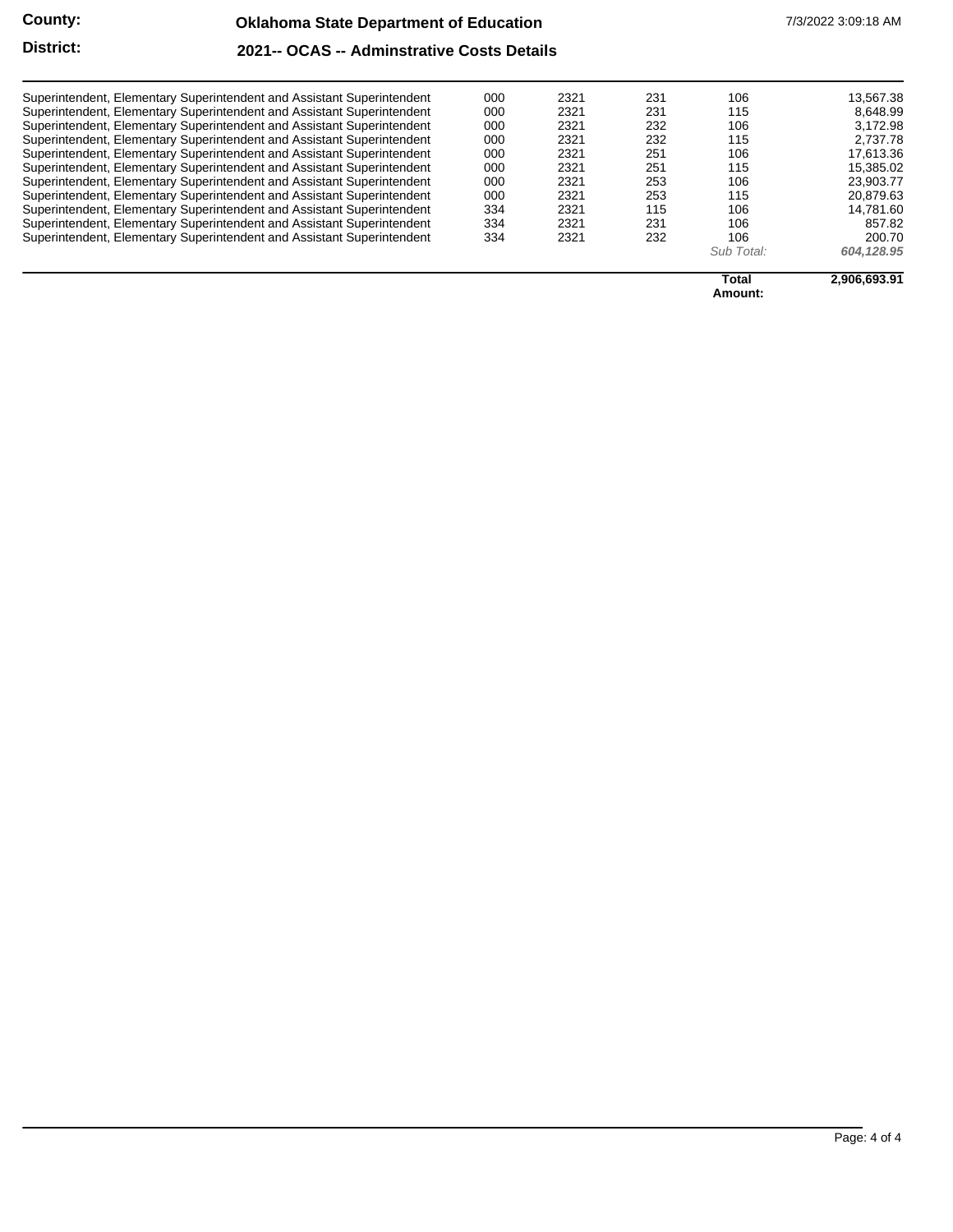**County:** **Oklahoma State Department of Education**

**District:** **2021-- OCAS -- Adminstrative Costs Details**

| | | | | | |
|---|---|---|---|---|---|
| Superintendent, Elementary Superintendent and Assistant Superintendent | 000 | 2321 | 231 | 106 | 13,567.38 |
| Superintendent, Elementary Superintendent and Assistant Superintendent | 000 | 2321 | 231 | 115 | 8,648.99 |
| Superintendent, Elementary Superintendent and Assistant Superintendent | 000 | 2321 | 232 | 106 | 3,172.98 |
| Superintendent, Elementary Superintendent and Assistant Superintendent | 000 | 2321 | 232 | 115 | 2,737.78 |
| Superintendent, Elementary Superintendent and Assistant Superintendent | 000 | 2321 | 251 | 106 | 17,613.36 |
| Superintendent, Elementary Superintendent and Assistant Superintendent | 000 | 2321 | 251 | 115 | 15,385.02 |
| Superintendent, Elementary Superintendent and Assistant Superintendent | 000 | 2321 | 253 | 106 | 23,903.77 |
| Superintendent, Elementary Superintendent and Assistant Superintendent | 000 | 2321 | 253 | 115 | 20,879.63 |
| Superintendent, Elementary Superintendent and Assistant Superintendent | 334 | 2321 | 115 | 106 | 14,781.60 |
| Superintendent, Elementary Superintendent and Assistant Superintendent | 334 | 2321 | 231 | 106 | 857.82 |
| Superintendent, Elementary Superintendent and Assistant Superintendent | 334 | 2321 | 232 | 106 | 200.70 |
| | | | | *Sub Total:* | ***604,128.95*** |
| | | | | **Total Amount:** | **2,906,693.91** |